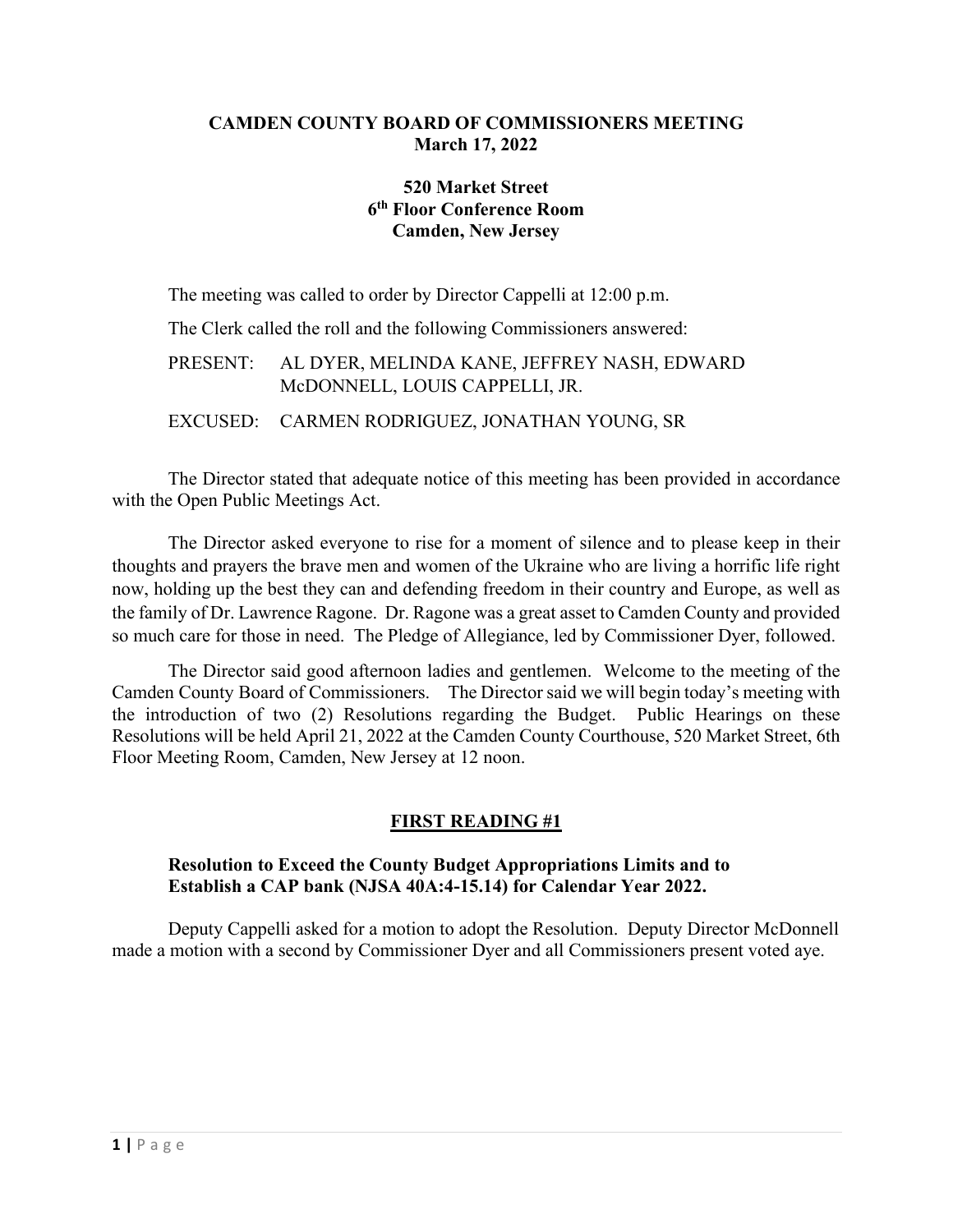# CAMDEN COUNTY BOARD OF COMMISSIONERS MEETING
**March 17, 2022**

**520 Market Street**
**6th Floor Conference Room**
**Camden, New Jersey**

The meeting was called to order by Director Cappelli at 12:00 p.m.

The Clerk called the roll and the following Commissioners answered:

PRESENT: AL DYER, MELINDA KANE, JEFFREY NASH, EDWARD McDONNELL, LOUIS CAPPELLI, JR.

EXCUSED: CARMEN RODRIGUEZ, JONATHAN YOUNG, SR

The Director stated that adequate notice of this meeting has been provided in accordance with the Open Public Meetings Act.

The Director asked everyone to rise for a moment of silence and to please keep in their thoughts and prayers the brave men and women of the Ukraine who are living a horrific life right now, holding up the best they can and defending freedom in their country and Europe, as well as the family of Dr. Lawrence Ragone. Dr. Ragone was a great asset to Camden County and provided so much care for those in need. The Pledge of Allegiance, led by Commissioner Dyer, followed.

The Director said good afternoon ladies and gentlemen. Welcome to the meeting of the Camden County Board of Commissioners. The Director said we will begin today's meeting with the introduction of two (2) Resolutions regarding the Budget. Public Hearings on these Resolutions will be held April 21, 2022 at the Camden County Courthouse, 520 Market Street, 6th Floor Meeting Room, Camden, New Jersey at 12 noon.

## FIRST READING #1

**Resolution to Exceed the County Budget Appropriations Limits and to Establish a CAP bank (NJSA 40A:4-15.14) for Calendar Year 2022.**

Deputy Cappelli asked for a motion to adopt the Resolution. Deputy Director McDonnell made a motion with a second by Commissioner Dyer and all Commissioners present voted aye.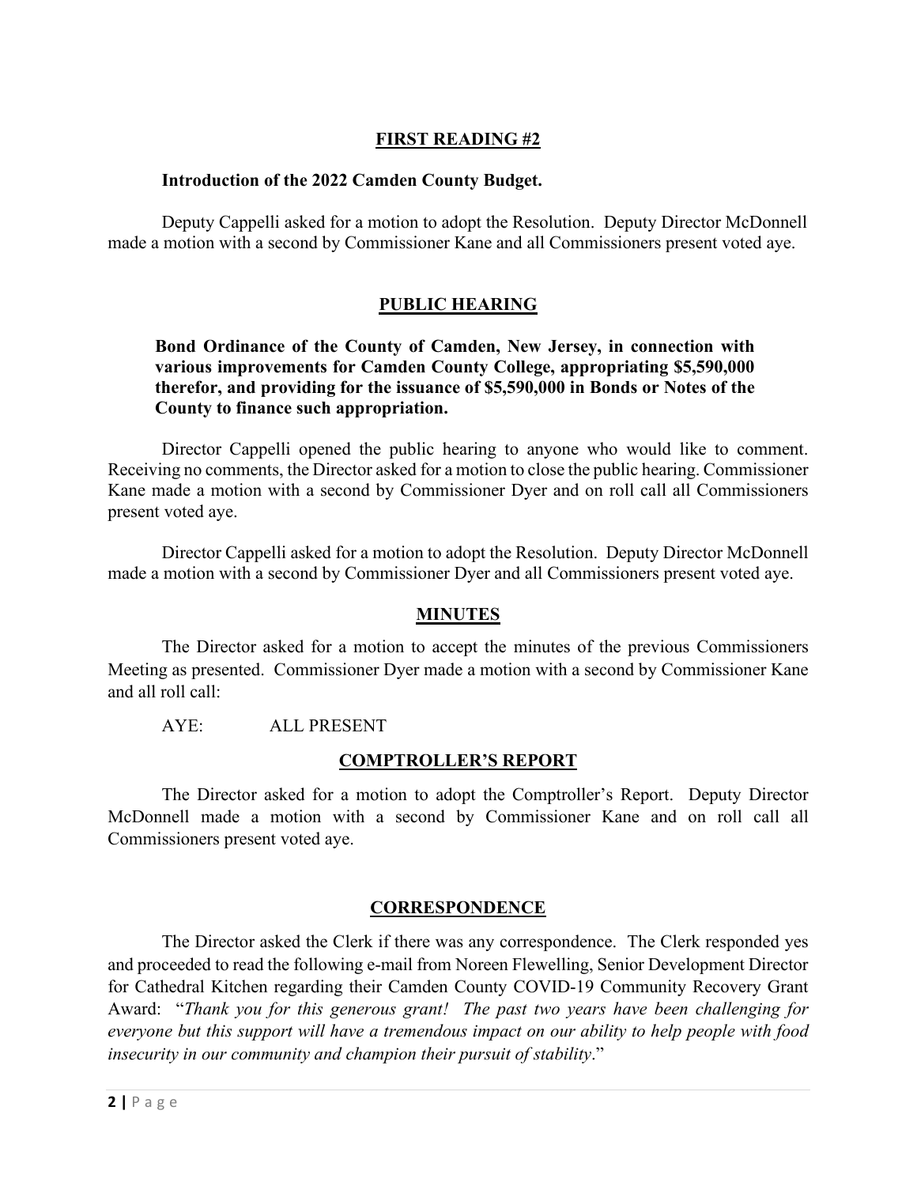## FIRST READING #2

**Introduction of the 2022 Camden County Budget.**

Deputy Cappelli asked for a motion to adopt the Resolution. Deputy Director McDonnell made a motion with a second by Commissioner Kane and all Commissioners present voted aye.

## PUBLIC HEARING

**Bond Ordinance of the County of Camden, New Jersey, in connection with various improvements for Camden County College, appropriating $5,590,000 therefor, and providing for the issuance of $5,590,000 in Bonds or Notes of the County to finance such appropriation.**

Director Cappelli opened the public hearing to anyone who would like to comment. Receiving no comments, the Director asked for a motion to close the public hearing. Commissioner Kane made a motion with a second by Commissioner Dyer and on roll call all Commissioners present voted aye.

Director Cappelli asked for a motion to adopt the Resolution. Deputy Director McDonnell made a motion with a second by Commissioner Dyer and all Commissioners present voted aye.

## MINUTES

The Director asked for a motion to accept the minutes of the previous Commissioners Meeting as presented. Commissioner Dyer made a motion with a second by Commissioner Kane and all roll call:

AYE: ALL PRESENT

## COMPTROLLER'S REPORT

The Director asked for a motion to adopt the Comptroller's Report. Deputy Director McDonnell made a motion with a second by Commissioner Kane and on roll call all Commissioners present voted aye.

## CORRESPONDENCE

The Director asked the Clerk if there was any correspondence. The Clerk responded yes and proceeded to read the following e-mail from Noreen Flewelling, Senior Development Director for Cathedral Kitchen regarding their Camden County COVID-19 Community Recovery Grant Award: "*Thank you for this generous grant! The past two years have been challenging for everyone but this support will have a tremendous impact on our ability to help people with food insecurity in our community and champion their pursuit of stability*."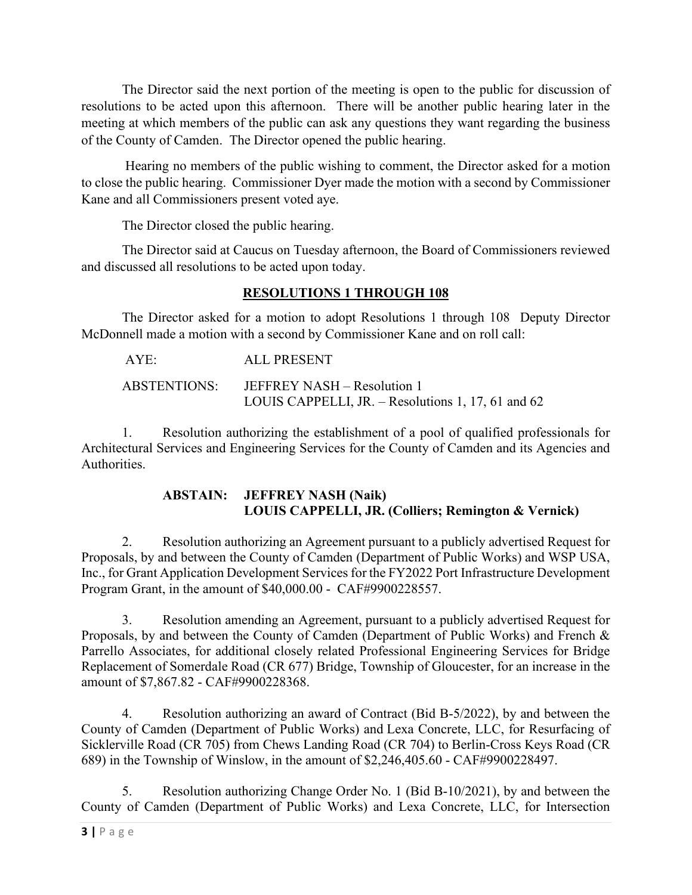The Director said the next portion of the meeting is open to the public for discussion of resolutions to be acted upon this afternoon. There will be another public hearing later in the meeting at which members of the public can ask any questions they want regarding the business of the County of Camden. The Director opened the public hearing.

Hearing no members of the public wishing to comment, the Director asked for a motion to close the public hearing. Commissioner Dyer made the motion with a second by Commissioner Kane and all Commissioners present voted aye.

The Director closed the public hearing.

The Director said at Caucus on Tuesday afternoon, the Board of Commissioners reviewed and discussed all resolutions to be acted upon today.

## RESOLUTIONS 1 THROUGH 108

The Director asked for a motion to adopt Resolutions 1 through 108 Deputy Director McDonnell made a motion with a second by Commissioner Kane and on roll call:

AYE: ALL PRESENT

ABSTENTIONS: JEFFREY NASH – Resolution 1
LOUIS CAPPELLI, JR. – Resolutions 1, 17, 61 and 62

1. Resolution authorizing the establishment of a pool of qualified professionals for Architectural Services and Engineering Services for the County of Camden and its Agencies and Authorities.

   **ABSTAIN: JEFFREY NASH (Naik)**
   **LOUIS CAPPELLI, JR. (Colliers; Remington & Vernick)**

2. Resolution authorizing an Agreement pursuant to a publicly advertised Request for Proposals, by and between the County of Camden (Department of Public Works) and WSP USA, Inc., for Grant Application Development Services for the FY2022 Port Infrastructure Development Program Grant, in the amount of $40,000.00 - CAF#9900228557.

3. Resolution amending an Agreement, pursuant to a publicly advertised Request for Proposals, by and between the County of Camden (Department of Public Works) and French & Parrello Associates, for additional closely related Professional Engineering Services for Bridge Replacement of Somerdale Road (CR 677) Bridge, Township of Gloucester, for an increase in the amount of $7,867.82 - CAF#9900228368.

4. Resolution authorizing an award of Contract (Bid B-5/2022), by and between the County of Camden (Department of Public Works) and Lexa Concrete, LLC, for Resurfacing of Sicklerville Road (CR 705) from Chews Landing Road (CR 704) to Berlin-Cross Keys Road (CR 689) in the Township of Winslow, in the amount of $2,246,405.60 - CAF#9900228497.

5. Resolution authorizing Change Order No. 1 (Bid B-10/2021), by and between the County of Camden (Department of Public Works) and Lexa Concrete, LLC, for Intersection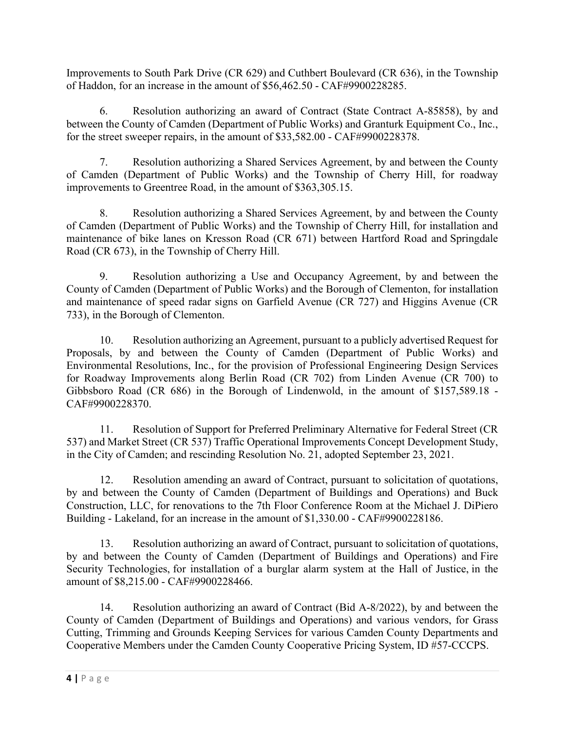Improvements to South Park Drive (CR 629) and Cuthbert Boulevard (CR 636), in the Township of Haddon, for an increase in the amount of $56,462.50 - CAF#9900228285.

6. Resolution authorizing an award of Contract (State Contract A-85858), by and between the County of Camden (Department of Public Works) and Granturk Equipment Co., Inc., for the street sweeper repairs, in the amount of $33,582.00 - CAF#9900228378.

7. Resolution authorizing a Shared Services Agreement, by and between the County of Camden (Department of Public Works) and the Township of Cherry Hill, for roadway improvements to Greentree Road, in the amount of $363,305.15.

8. Resolution authorizing a Shared Services Agreement, by and between the County of Camden (Department of Public Works) and the Township of Cherry Hill, for installation and maintenance of bike lanes on Kresson Road (CR 671) between Hartford Road and Springdale Road (CR 673), in the Township of Cherry Hill.

9. Resolution authorizing a Use and Occupancy Agreement, by and between the County of Camden (Department of Public Works) and the Borough of Clementon, for installation and maintenance of speed radar signs on Garfield Avenue (CR 727) and Higgins Avenue (CR 733), in the Borough of Clementon.

10. Resolution authorizing an Agreement, pursuant to a publicly advertised Request for Proposals, by and between the County of Camden (Department of Public Works) and Environmental Resolutions, Inc., for the provision of Professional Engineering Design Services for Roadway Improvements along Berlin Road (CR 702) from Linden Avenue (CR 700) to Gibbsboro Road (CR 686) in the Borough of Lindenwold, in the amount of $157,589.18 - CAF#9900228370.

11. Resolution of Support for Preferred Preliminary Alternative for Federal Street (CR 537) and Market Street (CR 537) Traffic Operational Improvements Concept Development Study, in the City of Camden; and rescinding Resolution No. 21, adopted September 23, 2021.

12. Resolution amending an award of Contract, pursuant to solicitation of quotations, by and between the County of Camden (Department of Buildings and Operations) and Buck Construction, LLC, for renovations to the 7th Floor Conference Room at the Michael J. DiPiero Building - Lakeland, for an increase in the amount of $1,330.00 - CAF#9900228186.

13. Resolution authorizing an award of Contract, pursuant to solicitation of quotations, by and between the County of Camden (Department of Buildings and Operations) and Fire Security Technologies, for installation of a burglar alarm system at the Hall of Justice, in the amount of $8,215.00 - CAF#9900228466.

14. Resolution authorizing an award of Contract (Bid A-8/2022), by and between the County of Camden (Department of Buildings and Operations) and various vendors, for Grass Cutting, Trimming and Grounds Keeping Services for various Camden County Departments and Cooperative Members under the Camden County Cooperative Pricing System, ID #57-CCCPS.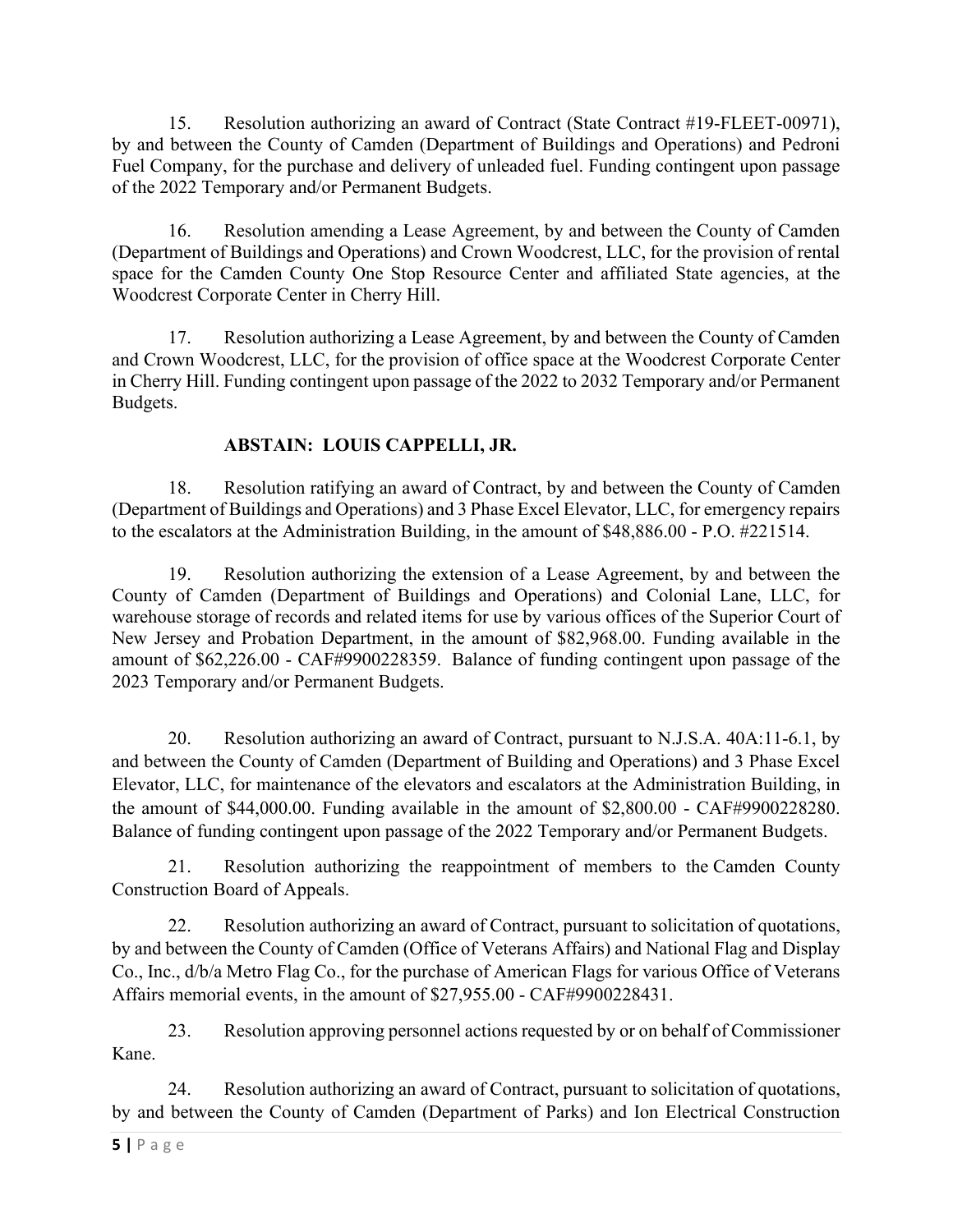15. Resolution authorizing an award of Contract (State Contract #19-FLEET-00971), by and between the County of Camden (Department of Buildings and Operations) and Pedroni Fuel Company, for the purchase and delivery of unleaded fuel. Funding contingent upon passage of the 2022 Temporary and/or Permanent Budgets.

16. Resolution amending a Lease Agreement, by and between the County of Camden (Department of Buildings and Operations) and Crown Woodcrest, LLC, for the provision of rental space for the Camden County One Stop Resource Center and affiliated State agencies, at the Woodcrest Corporate Center in Cherry Hill.

17. Resolution authorizing a Lease Agreement, by and between the County of Camden and Crown Woodcrest, LLC, for the provision of office space at the Woodcrest Corporate Center in Cherry Hill. Funding contingent upon passage of the 2022 to 2032 Temporary and/or Permanent Budgets.

**ABSTAIN: LOUIS CAPPELLI, JR.**

18. Resolution ratifying an award of Contract, by and between the County of Camden (Department of Buildings and Operations) and 3 Phase Excel Elevator, LLC, for emergency repairs to the escalators at the Administration Building, in the amount of $48,886.00 - P.O. #221514.

19. Resolution authorizing the extension of a Lease Agreement, by and between the County of Camden (Department of Buildings and Operations) and Colonial Lane, LLC, for warehouse storage of records and related items for use by various offices of the Superior Court of New Jersey and Probation Department, in the amount of $82,968.00. Funding available in the amount of $62,226.00 - CAF#9900228359. Balance of funding contingent upon passage of the 2023 Temporary and/or Permanent Budgets.

20. Resolution authorizing an award of Contract, pursuant to N.J.S.A. 40A:11-6.1, by and between the County of Camden (Department of Building and Operations) and 3 Phase Excel Elevator, LLC, for maintenance of the elevators and escalators at the Administration Building, in the amount of $44,000.00. Funding available in the amount of $2,800.00 - CAF#9900228280. Balance of funding contingent upon passage of the 2022 Temporary and/or Permanent Budgets.

21. Resolution authorizing the reappointment of members to the Camden County Construction Board of Appeals.

22. Resolution authorizing an award of Contract, pursuant to solicitation of quotations, by and between the County of Camden (Office of Veterans Affairs) and National Flag and Display Co., Inc., d/b/a Metro Flag Co., for the purchase of American Flags for various Office of Veterans Affairs memorial events, in the amount of $27,955.00 - CAF#9900228431.

23. Resolution approving personnel actions requested by or on behalf of Commissioner Kane.

24. Resolution authorizing an award of Contract, pursuant to solicitation of quotations, by and between the County of Camden (Department of Parks) and Ion Electrical Construction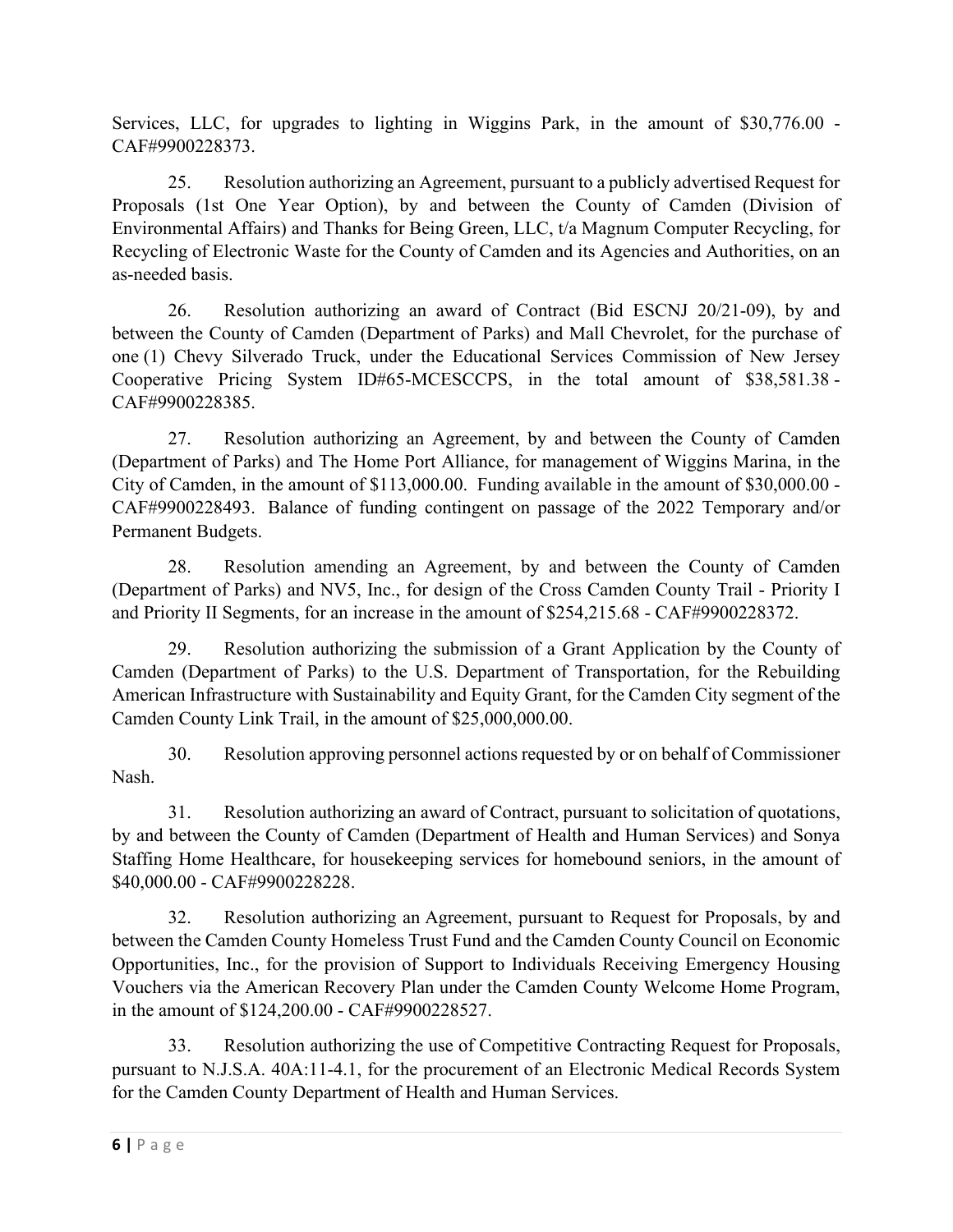Services, LLC, for upgrades to lighting in Wiggins Park, in the amount of $30,776.00 - CAF#9900228373.

25. Resolution authorizing an Agreement, pursuant to a publicly advertised Request for Proposals (1st One Year Option), by and between the County of Camden (Division of Environmental Affairs) and Thanks for Being Green, LLC, t/a Magnum Computer Recycling, for Recycling of Electronic Waste for the County of Camden and its Agencies and Authorities, on an as-needed basis.

26. Resolution authorizing an award of Contract (Bid ESCNJ 20/21-09), by and between the County of Camden (Department of Parks) and Mall Chevrolet, for the purchase of one (1) Chevy Silverado Truck, under the Educational Services Commission of New Jersey Cooperative Pricing System ID#65-MCESCCPS, in the total amount of $38,581.38 - CAF#9900228385.

27. Resolution authorizing an Agreement, by and between the County of Camden (Department of Parks) and The Home Port Alliance, for management of Wiggins Marina, in the City of Camden, in the amount of $113,000.00. Funding available in the amount of $30,000.00 - CAF#9900228493. Balance of funding contingent on passage of the 2022 Temporary and/or Permanent Budgets.

28. Resolution amending an Agreement, by and between the County of Camden (Department of Parks) and NV5, Inc., for design of the Cross Camden County Trail - Priority I and Priority II Segments, for an increase in the amount of $254,215.68 - CAF#9900228372.

29. Resolution authorizing the submission of a Grant Application by the County of Camden (Department of Parks) to the U.S. Department of Transportation, for the Rebuilding American Infrastructure with Sustainability and Equity Grant, for the Camden City segment of the Camden County Link Trail, in the amount of $25,000,000.00.

30. Resolution approving personnel actions requested by or on behalf of Commissioner Nash.

31. Resolution authorizing an award of Contract, pursuant to solicitation of quotations, by and between the County of Camden (Department of Health and Human Services) and Sonya Staffing Home Healthcare, for housekeeping services for homebound seniors, in the amount of $40,000.00 - CAF#9900228228.

32. Resolution authorizing an Agreement, pursuant to Request for Proposals, by and between the Camden County Homeless Trust Fund and the Camden County Council on Economic Opportunities, Inc., for the provision of Support to Individuals Receiving Emergency Housing Vouchers via the American Recovery Plan under the Camden County Welcome Home Program, in the amount of $124,200.00 - CAF#9900228527.

33. Resolution authorizing the use of Competitive Contracting Request for Proposals, pursuant to N.J.S.A. 40A:11-4.1, for the procurement of an Electronic Medical Records System for the Camden County Department of Health and Human Services.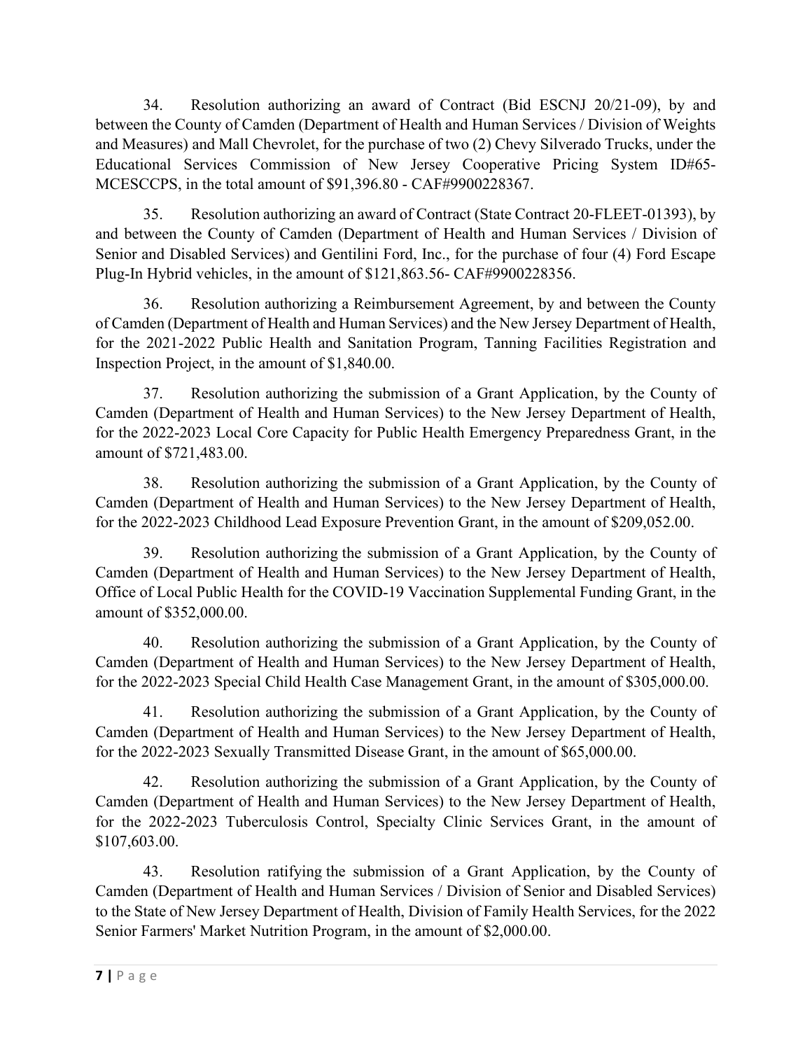34. Resolution authorizing an award of Contract (Bid ESCNJ 20/21-09), by and between the County of Camden (Department of Health and Human Services / Division of Weights and Measures) and Mall Chevrolet, for the purchase of two (2) Chevy Silverado Trucks, under the Educational Services Commission of New Jersey Cooperative Pricing System ID#65-MCESCCPS, in the total amount of $91,396.80 - CAF#9900228367.

35. Resolution authorizing an award of Contract (State Contract 20-FLEET-01393), by and between the County of Camden (Department of Health and Human Services / Division of Senior and Disabled Services) and Gentilini Ford, Inc., for the purchase of four (4) Ford Escape Plug-In Hybrid vehicles, in the amount of $121,863.56- CAF#9900228356.

36. Resolution authorizing a Reimbursement Agreement, by and between the County of Camden (Department of Health and Human Services) and the New Jersey Department of Health, for the 2021-2022 Public Health and Sanitation Program, Tanning Facilities Registration and Inspection Project, in the amount of $1,840.00.

37. Resolution authorizing the submission of a Grant Application, by the County of Camden (Department of Health and Human Services) to the New Jersey Department of Health, for the 2022-2023 Local Core Capacity for Public Health Emergency Preparedness Grant, in the amount of $721,483.00.

38. Resolution authorizing the submission of a Grant Application, by the County of Camden (Department of Health and Human Services) to the New Jersey Department of Health, for the 2022-2023 Childhood Lead Exposure Prevention Grant, in the amount of $209,052.00.

39. Resolution authorizing the submission of a Grant Application, by the County of Camden (Department of Health and Human Services) to the New Jersey Department of Health, Office of Local Public Health for the COVID-19 Vaccination Supplemental Funding Grant, in the amount of $352,000.00.

40. Resolution authorizing the submission of a Grant Application, by the County of Camden (Department of Health and Human Services) to the New Jersey Department of Health, for the 2022-2023 Special Child Health Case Management Grant, in the amount of $305,000.00.

41. Resolution authorizing the submission of a Grant Application, by the County of Camden (Department of Health and Human Services) to the New Jersey Department of Health, for the 2022-2023 Sexually Transmitted Disease Grant, in the amount of $65,000.00.

42. Resolution authorizing the submission of a Grant Application, by the County of Camden (Department of Health and Human Services) to the New Jersey Department of Health, for the 2022-2023 Tuberculosis Control, Specialty Clinic Services Grant, in the amount of $107,603.00.

43. Resolution ratifying the submission of a Grant Application, by the County of Camden (Department of Health and Human Services / Division of Senior and Disabled Services) to the State of New Jersey Department of Health, Division of Family Health Services, for the 2022 Senior Farmers' Market Nutrition Program, in the amount of $2,000.00.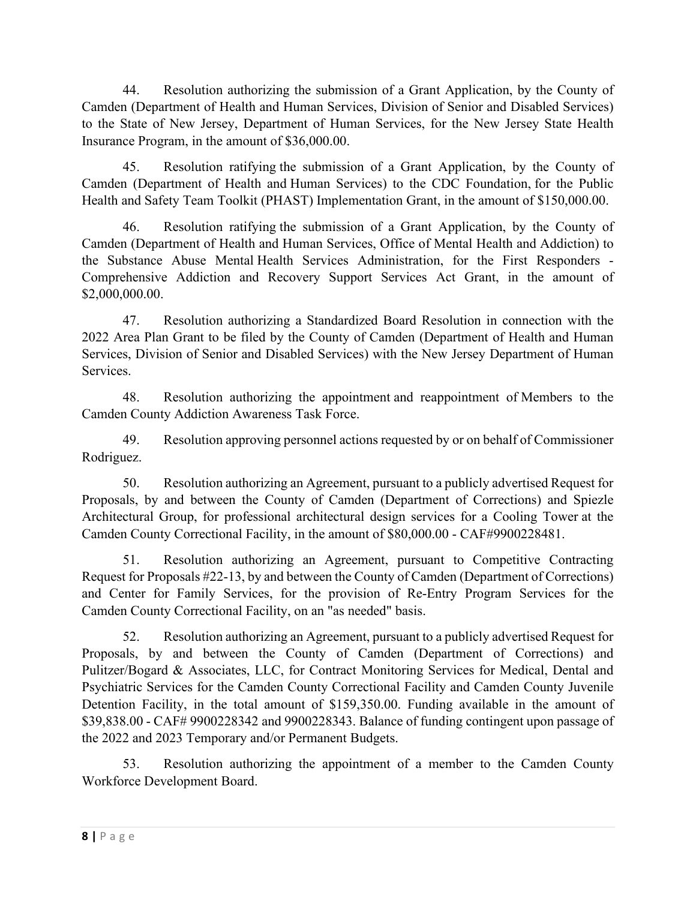44. Resolution authorizing the submission of a Grant Application, by the County of Camden (Department of Health and Human Services, Division of Senior and Disabled Services) to the State of New Jersey, Department of Human Services, for the New Jersey State Health Insurance Program, in the amount of $36,000.00.

45. Resolution ratifying the submission of a Grant Application, by the County of Camden (Department of Health and Human Services) to the CDC Foundation, for the Public Health and Safety Team Toolkit (PHAST) Implementation Grant, in the amount of $150,000.00.

46. Resolution ratifying the submission of a Grant Application, by the County of Camden (Department of Health and Human Services, Office of Mental Health and Addiction) to the Substance Abuse Mental Health Services Administration, for the First Responders - Comprehensive Addiction and Recovery Support Services Act Grant, in the amount of $2,000,000.00.

47. Resolution authorizing a Standardized Board Resolution in connection with the 2022 Area Plan Grant to be filed by the County of Camden (Department of Health and Human Services, Division of Senior and Disabled Services) with the New Jersey Department of Human Services.

48. Resolution authorizing the appointment and reappointment of Members to the Camden County Addiction Awareness Task Force.

49. Resolution approving personnel actions requested by or on behalf of Commissioner Rodriguez.

50. Resolution authorizing an Agreement, pursuant to a publicly advertised Request for Proposals, by and between the County of Camden (Department of Corrections) and Spiezle Architectural Group, for professional architectural design services for a Cooling Tower at the Camden County Correctional Facility, in the amount of $80,000.00 - CAF#9900228481.

51. Resolution authorizing an Agreement, pursuant to Competitive Contracting Request for Proposals #22-13, by and between the County of Camden (Department of Corrections) and Center for Family Services, for the provision of Re-Entry Program Services for the Camden County Correctional Facility, on an "as needed" basis.

52. Resolution authorizing an Agreement, pursuant to a publicly advertised Request for Proposals, by and between the County of Camden (Department of Corrections) and Pulitzer/Bogard & Associates, LLC, for Contract Monitoring Services for Medical, Dental and Psychiatric Services for the Camden County Correctional Facility and Camden County Juvenile Detention Facility, in the total amount of $159,350.00. Funding available in the amount of $39,838.00 - CAF# 9900228342 and 9900228343. Balance of funding contingent upon passage of the 2022 and 2023 Temporary and/or Permanent Budgets.

53. Resolution authorizing the appointment of a member to the Camden County Workforce Development Board.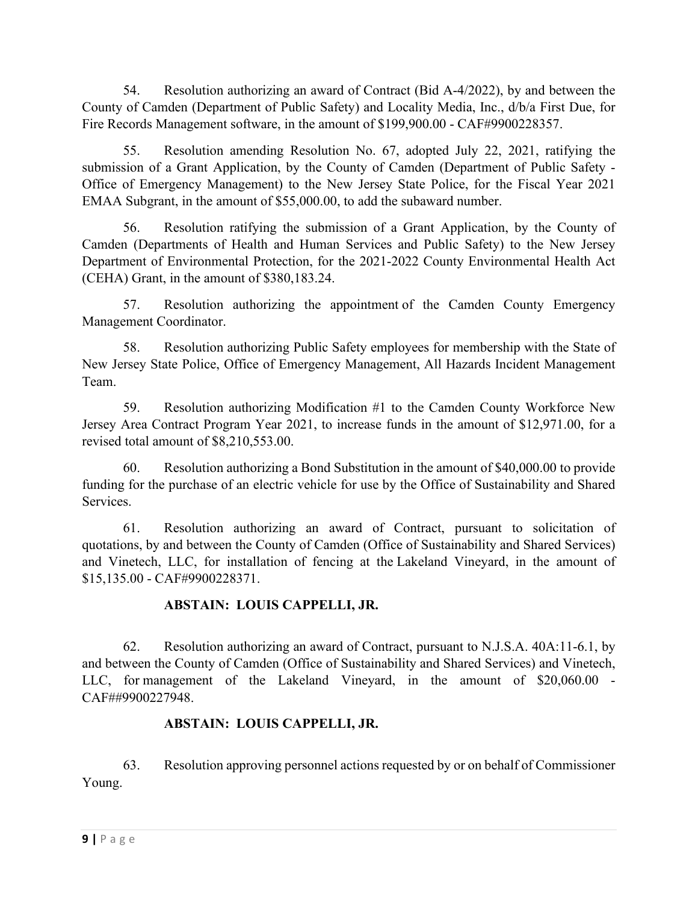54. Resolution authorizing an award of Contract (Bid A-4/2022), by and between the County of Camden (Department of Public Safety) and Locality Media, Inc., d/b/a First Due, for Fire Records Management software, in the amount of $199,900.00 - CAF#9900228357.

55. Resolution amending Resolution No. 67, adopted July 22, 2021, ratifying the submission of a Grant Application, by the County of Camden (Department of Public Safety - Office of Emergency Management) to the New Jersey State Police, for the Fiscal Year 2021 EMAA Subgrant, in the amount of $55,000.00, to add the subaward number.

56. Resolution ratifying the submission of a Grant Application, by the County of Camden (Departments of Health and Human Services and Public Safety) to the New Jersey Department of Environmental Protection, for the 2021-2022 County Environmental Health Act (CEHA) Grant, in the amount of $380,183.24.

57. Resolution authorizing the appointment of the Camden County Emergency Management Coordinator.

58. Resolution authorizing Public Safety employees for membership with the State of New Jersey State Police, Office of Emergency Management, All Hazards Incident Management Team.

59. Resolution authorizing Modification #1 to the Camden County Workforce New Jersey Area Contract Program Year 2021, to increase funds in the amount of $12,971.00, for a revised total amount of $8,210,553.00.

60. Resolution authorizing a Bond Substitution in the amount of $40,000.00 to provide funding for the purchase of an electric vehicle for use by the Office of Sustainability and Shared Services.

61. Resolution authorizing an award of Contract, pursuant to solicitation of quotations, by and between the County of Camden (Office of Sustainability and Shared Services) and Vinetech, LLC, for installation of fencing at the Lakeland Vineyard, in the amount of $15,135.00 - CAF#9900228371.

**ABSTAIN: LOUIS CAPPELLI, JR.**

62. Resolution authorizing an award of Contract, pursuant to N.J.S.A. 40A:11-6.1, by and between the County of Camden (Office of Sustainability and Shared Services) and Vinetech, LLC, for management of the Lakeland Vineyard, in the amount of $20,060.00 - CAF##9900227948.

**ABSTAIN: LOUIS CAPPELLI, JR.**

63. Resolution approving personnel actions requested by or on behalf of Commissioner Young.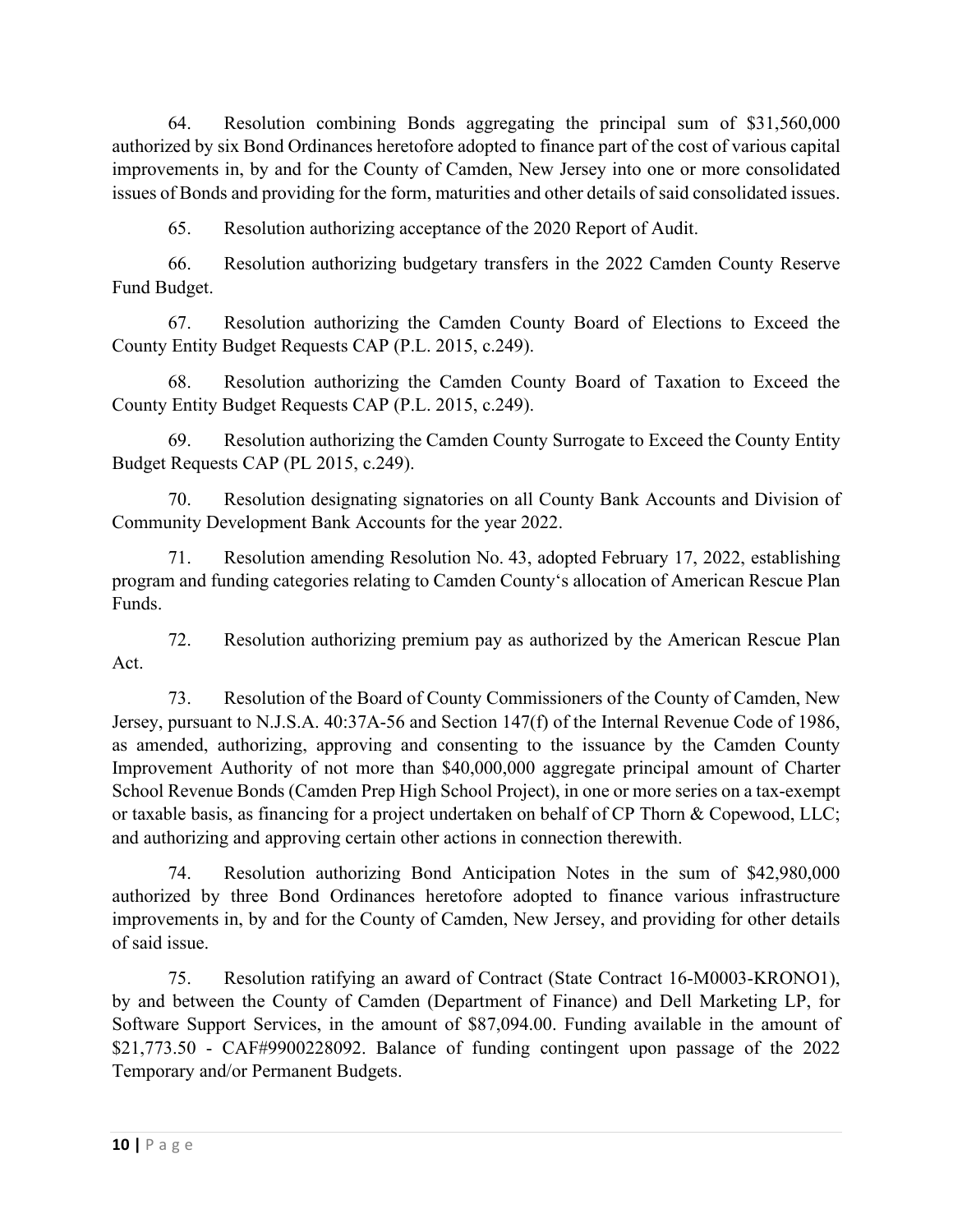64. Resolution combining Bonds aggregating the principal sum of $31,560,000 authorized by six Bond Ordinances heretofore adopted to finance part of the cost of various capital improvements in, by and for the County of Camden, New Jersey into one or more consolidated issues of Bonds and providing for the form, maturities and other details of said consolidated issues.

65. Resolution authorizing acceptance of the 2020 Report of Audit.

66. Resolution authorizing budgetary transfers in the 2022 Camden County Reserve Fund Budget.

67. Resolution authorizing the Camden County Board of Elections to Exceed the County Entity Budget Requests CAP (P.L. 2015, c.249).

68. Resolution authorizing the Camden County Board of Taxation to Exceed the County Entity Budget Requests CAP (P.L. 2015, c.249).

69. Resolution authorizing the Camden County Surrogate to Exceed the County Entity Budget Requests CAP (PL 2015, c.249).

70. Resolution designating signatories on all County Bank Accounts and Division of Community Development Bank Accounts for the year 2022.

71. Resolution amending Resolution No. 43, adopted February 17, 2022, establishing program and funding categories relating to Camden County's allocation of American Rescue Plan Funds.

72. Resolution authorizing premium pay as authorized by the American Rescue Plan Act.

73. Resolution of the Board of County Commissioners of the County of Camden, New Jersey, pursuant to N.J.S.A. 40:37A-56 and Section 147(f) of the Internal Revenue Code of 1986, as amended, authorizing, approving and consenting to the issuance by the Camden County Improvement Authority of not more than $40,000,000 aggregate principal amount of Charter School Revenue Bonds (Camden Prep High School Project), in one or more series on a tax-exempt or taxable basis, as financing for a project undertaken on behalf of CP Thorn & Copewood, LLC; and authorizing and approving certain other actions in connection therewith.

74. Resolution authorizing Bond Anticipation Notes in the sum of $42,980,000 authorized by three Bond Ordinances heretofore adopted to finance various infrastructure improvements in, by and for the County of Camden, New Jersey, and providing for other details of said issue.

75. Resolution ratifying an award of Contract (State Contract 16-M0003-KRONO1), by and between the County of Camden (Department of Finance) and Dell Marketing LP, for Software Support Services, in the amount of $87,094.00. Funding available in the amount of $21,773.50 - CAF#9900228092. Balance of funding contingent upon passage of the 2022 Temporary and/or Permanent Budgets.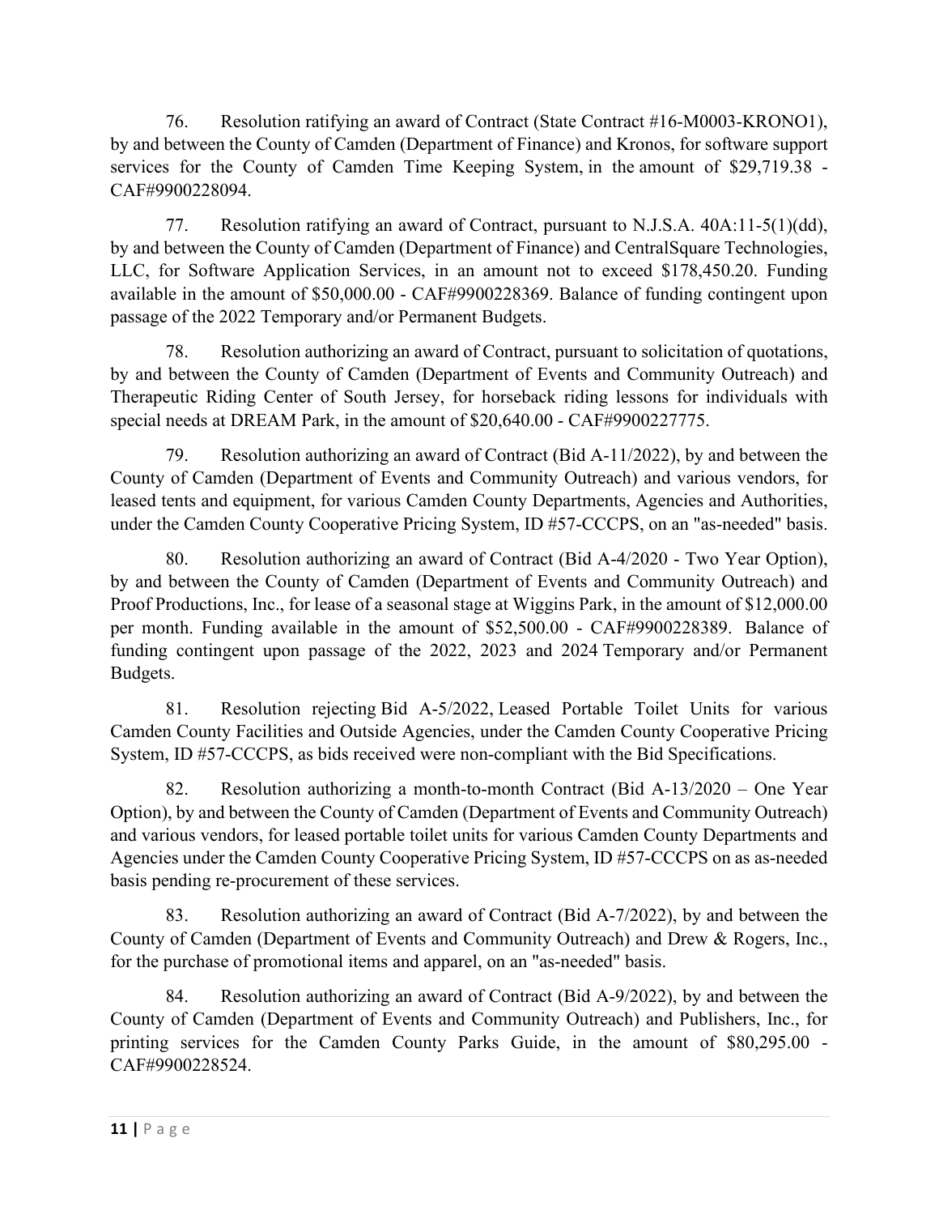76. Resolution ratifying an award of Contract (State Contract #16-M0003-KRONO1), by and between the County of Camden (Department of Finance) and Kronos, for software support services for the County of Camden Time Keeping System, in the amount of $29,719.38 - CAF#9900228094.

77. Resolution ratifying an award of Contract, pursuant to N.J.S.A. 40A:11-5(1)(dd), by and between the County of Camden (Department of Finance) and CentralSquare Technologies, LLC, for Software Application Services, in an amount not to exceed $178,450.20. Funding available in the amount of $50,000.00 - CAF#9900228369. Balance of funding contingent upon passage of the 2022 Temporary and/or Permanent Budgets.

78. Resolution authorizing an award of Contract, pursuant to solicitation of quotations, by and between the County of Camden (Department of Events and Community Outreach) and Therapeutic Riding Center of South Jersey, for horseback riding lessons for individuals with special needs at DREAM Park, in the amount of $20,640.00 - CAF#9900227775.

79. Resolution authorizing an award of Contract (Bid A-11/2022), by and between the County of Camden (Department of Events and Community Outreach) and various vendors, for leased tents and equipment, for various Camden County Departments, Agencies and Authorities, under the Camden County Cooperative Pricing System, ID #57-CCCPS, on an "as-needed" basis.

80. Resolution authorizing an award of Contract (Bid A-4/2020 - Two Year Option), by and between the County of Camden (Department of Events and Community Outreach) and Proof Productions, Inc., for lease of a seasonal stage at Wiggins Park, in the amount of $12,000.00 per month. Funding available in the amount of $52,500.00 - CAF#9900228389. Balance of funding contingent upon passage of the 2022, 2023 and 2024 Temporary and/or Permanent Budgets.

81. Resolution rejecting Bid A-5/2022, Leased Portable Toilet Units for various Camden County Facilities and Outside Agencies, under the Camden County Cooperative Pricing System, ID #57-CCCPS, as bids received were non-compliant with the Bid Specifications.

82. Resolution authorizing a month-to-month Contract (Bid A-13/2020 – One Year Option), by and between the County of Camden (Department of Events and Community Outreach) and various vendors, for leased portable toilet units for various Camden County Departments and Agencies under the Camden County Cooperative Pricing System, ID #57-CCCPS on as as-needed basis pending re-procurement of these services.

83. Resolution authorizing an award of Contract (Bid A-7/2022), by and between the County of Camden (Department of Events and Community Outreach) and Drew & Rogers, Inc., for the purchase of promotional items and apparel, on an "as-needed" basis.

84. Resolution authorizing an award of Contract (Bid A-9/2022), by and between the County of Camden (Department of Events and Community Outreach) and Publishers, Inc., for printing services for the Camden County Parks Guide, in the amount of $80,295.00 - CAF#9900228524.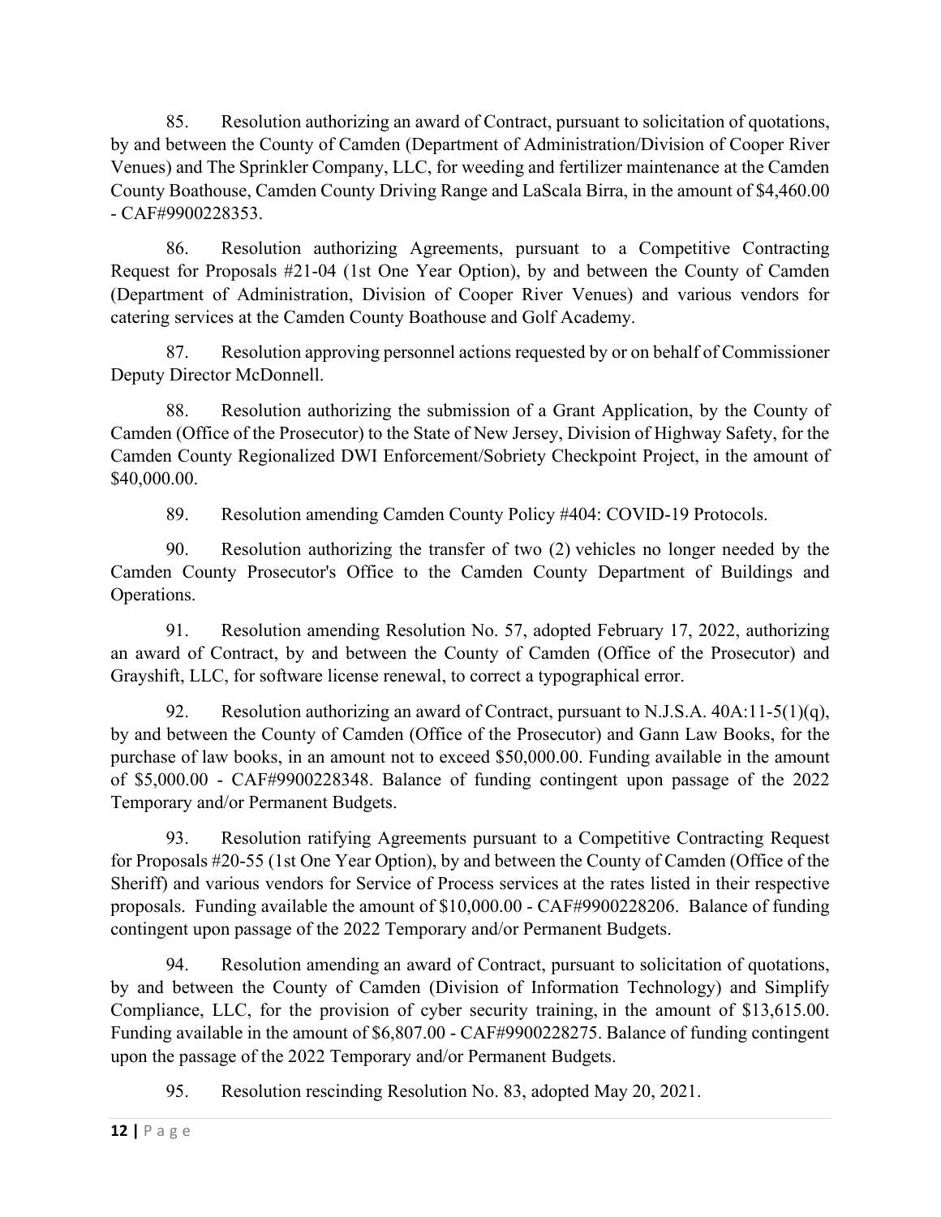85. Resolution authorizing an award of Contract, pursuant to solicitation of quotations, by and between the County of Camden (Department of Administration/Division of Cooper River Venues) and The Sprinkler Company, LLC, for weeding and fertilizer maintenance at the Camden County Boathouse, Camden County Driving Range and LaScala Birra, in the amount of $4,460.00 - CAF#9900228353.

86. Resolution authorizing Agreements, pursuant to a Competitive Contracting Request for Proposals #21-04 (1st One Year Option), by and between the County of Camden (Department of Administration, Division of Cooper River Venues) and various vendors for catering services at the Camden County Boathouse and Golf Academy.

87. Resolution approving personnel actions requested by or on behalf of Commissioner Deputy Director McDonnell.

88. Resolution authorizing the submission of a Grant Application, by the County of Camden (Office of the Prosecutor) to the State of New Jersey, Division of Highway Safety, for the Camden County Regionalized DWI Enforcement/Sobriety Checkpoint Project, in the amount of $40,000.00.

89. Resolution amending Camden County Policy #404: COVID-19 Protocols.

90. Resolution authorizing the transfer of two (2) vehicles no longer needed by the Camden County Prosecutor's Office to the Camden County Department of Buildings and Operations.

91. Resolution amending Resolution No. 57, adopted February 17, 2022, authorizing an award of Contract, by and between the County of Camden (Office of the Prosecutor) and Grayshift, LLC, for software license renewal, to correct a typographical error.

92. Resolution authorizing an award of Contract, pursuant to N.J.S.A. 40A:11-5(1)(q), by and between the County of Camden (Office of the Prosecutor) and Gann Law Books, for the purchase of law books, in an amount not to exceed $50,000.00. Funding available in the amount of $5,000.00 - CAF#9900228348. Balance of funding contingent upon passage of the 2022 Temporary and/or Permanent Budgets.

93. Resolution ratifying Agreements pursuant to a Competitive Contracting Request for Proposals #20-55 (1st One Year Option), by and between the County of Camden (Office of the Sheriff) and various vendors for Service of Process services at the rates listed in their respective proposals. Funding available the amount of $10,000.00 - CAF#9900228206. Balance of funding contingent upon passage of the 2022 Temporary and/or Permanent Budgets.

94. Resolution amending an award of Contract, pursuant to solicitation of quotations, by and between the County of Camden (Division of Information Technology) and Simplify Compliance, LLC, for the provision of cyber security training, in the amount of $13,615.00. Funding available in the amount of $6,807.00 - CAF#9900228275. Balance of funding contingent upon the passage of the 2022 Temporary and/or Permanent Budgets.

95. Resolution rescinding Resolution No. 83, adopted May 20, 2021.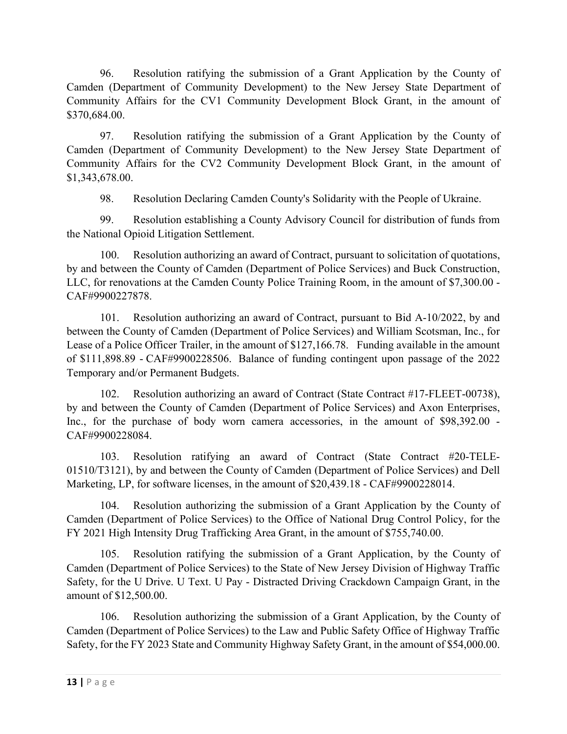96. Resolution ratifying the submission of a Grant Application by the County of Camden (Department of Community Development) to the New Jersey State Department of Community Affairs for the CV1 Community Development Block Grant, in the amount of $370,684.00.

97. Resolution ratifying the submission of a Grant Application by the County of Camden (Department of Community Development) to the New Jersey State Department of Community Affairs for the CV2 Community Development Block Grant, in the amount of $1,343,678.00.

98. Resolution Declaring Camden County's Solidarity with the People of Ukraine.

99. Resolution establishing a County Advisory Council for distribution of funds from the National Opioid Litigation Settlement.

100. Resolution authorizing an award of Contract, pursuant to solicitation of quotations, by and between the County of Camden (Department of Police Services) and Buck Construction, LLC, for renovations at the Camden County Police Training Room, in the amount of $7,300.00 - CAF#9900227878.

101. Resolution authorizing an award of Contract, pursuant to Bid A-10/2022, by and between the County of Camden (Department of Police Services) and William Scotsman, Inc., for Lease of a Police Officer Trailer, in the amount of $127,166.78. Funding available in the amount of $111,898.89 - CAF#9900228506. Balance of funding contingent upon passage of the 2022 Temporary and/or Permanent Budgets.

102. Resolution authorizing an award of Contract (State Contract #17-FLEET-00738), by and between the County of Camden (Department of Police Services) and Axon Enterprises, Inc., for the purchase of body worn camera accessories, in the amount of $98,392.00 - CAF#9900228084.

103. Resolution ratifying an award of Contract (State Contract #20-TELE-01510/T3121), by and between the County of Camden (Department of Police Services) and Dell Marketing, LP, for software licenses, in the amount of $20,439.18 - CAF#9900228014.

104. Resolution authorizing the submission of a Grant Application by the County of Camden (Department of Police Services) to the Office of National Drug Control Policy, for the FY 2021 High Intensity Drug Trafficking Area Grant, in the amount of $755,740.00.

105. Resolution ratifying the submission of a Grant Application, by the County of Camden (Department of Police Services) to the State of New Jersey Division of Highway Traffic Safety, for the U Drive. U Text. U Pay - Distracted Driving Crackdown Campaign Grant, in the amount of $12,500.00.

106. Resolution authorizing the submission of a Grant Application, by the County of Camden (Department of Police Services) to the Law and Public Safety Office of Highway Traffic Safety, for the FY 2023 State and Community Highway Safety Grant, in the amount of $54,000.00.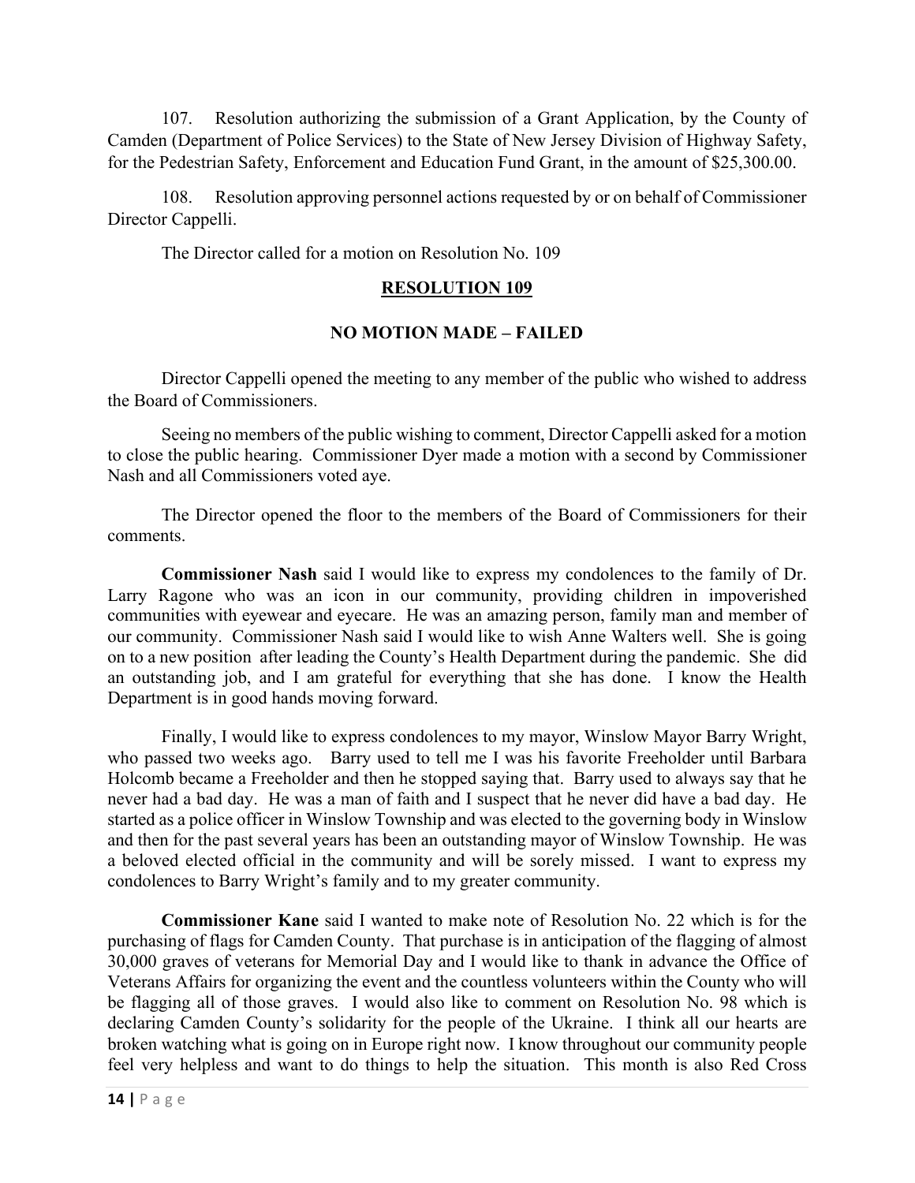107. Resolution authorizing the submission of a Grant Application, by the County of Camden (Department of Police Services) to the State of New Jersey Division of Highway Safety, for the Pedestrian Safety, Enforcement and Education Fund Grant, in the amount of $25,300.00.

108. Resolution approving personnel actions requested by or on behalf of Commissioner Director Cappelli.

The Director called for a motion on Resolution No. 109

**RESOLUTION 109**

**NO MOTION MADE – FAILED**

Director Cappelli opened the meeting to any member of the public who wished to address the Board of Commissioners.

Seeing no members of the public wishing to comment, Director Cappelli asked for a motion to close the public hearing. Commissioner Dyer made a motion with a second by Commissioner Nash and all Commissioners voted aye.

The Director opened the floor to the members of the Board of Commissioners for their comments.

**Commissioner Nash** said I would like to express my condolences to the family of Dr. Larry Ragone who was an icon in our community, providing children in impoverished communities with eyewear and eyecare. He was an amazing person, family man and member of our community. Commissioner Nash said I would like to wish Anne Walters well. She is going on to a new position after leading the County's Health Department during the pandemic. She did an outstanding job, and I am grateful for everything that she has done. I know the Health Department is in good hands moving forward.

Finally, I would like to express condolences to my mayor, Winslow Mayor Barry Wright, who passed two weeks ago. Barry used to tell me I was his favorite Freeholder until Barbara Holcomb became a Freeholder and then he stopped saying that. Barry used to always say that he never had a bad day. He was a man of faith and I suspect that he never did have a bad day. He started as a police officer in Winslow Township and was elected to the governing body in Winslow and then for the past several years has been an outstanding mayor of Winslow Township. He was a beloved elected official in the community and will be sorely missed. I want to express my condolences to Barry Wright's family and to my greater community.

**Commissioner Kane** said I wanted to make note of Resolution No. 22 which is for the purchasing of flags for Camden County. That purchase is in anticipation of the flagging of almost 30,000 graves of veterans for Memorial Day and I would like to thank in advance the Office of Veterans Affairs for organizing the event and the countless volunteers within the County who will be flagging all of those graves. I would also like to comment on Resolution No. 98 which is declaring Camden County's solidarity for the people of the Ukraine. I think all our hearts are broken watching what is going on in Europe right now. I know throughout our community people feel very helpless and want to do things to help the situation. This month is also Red Cross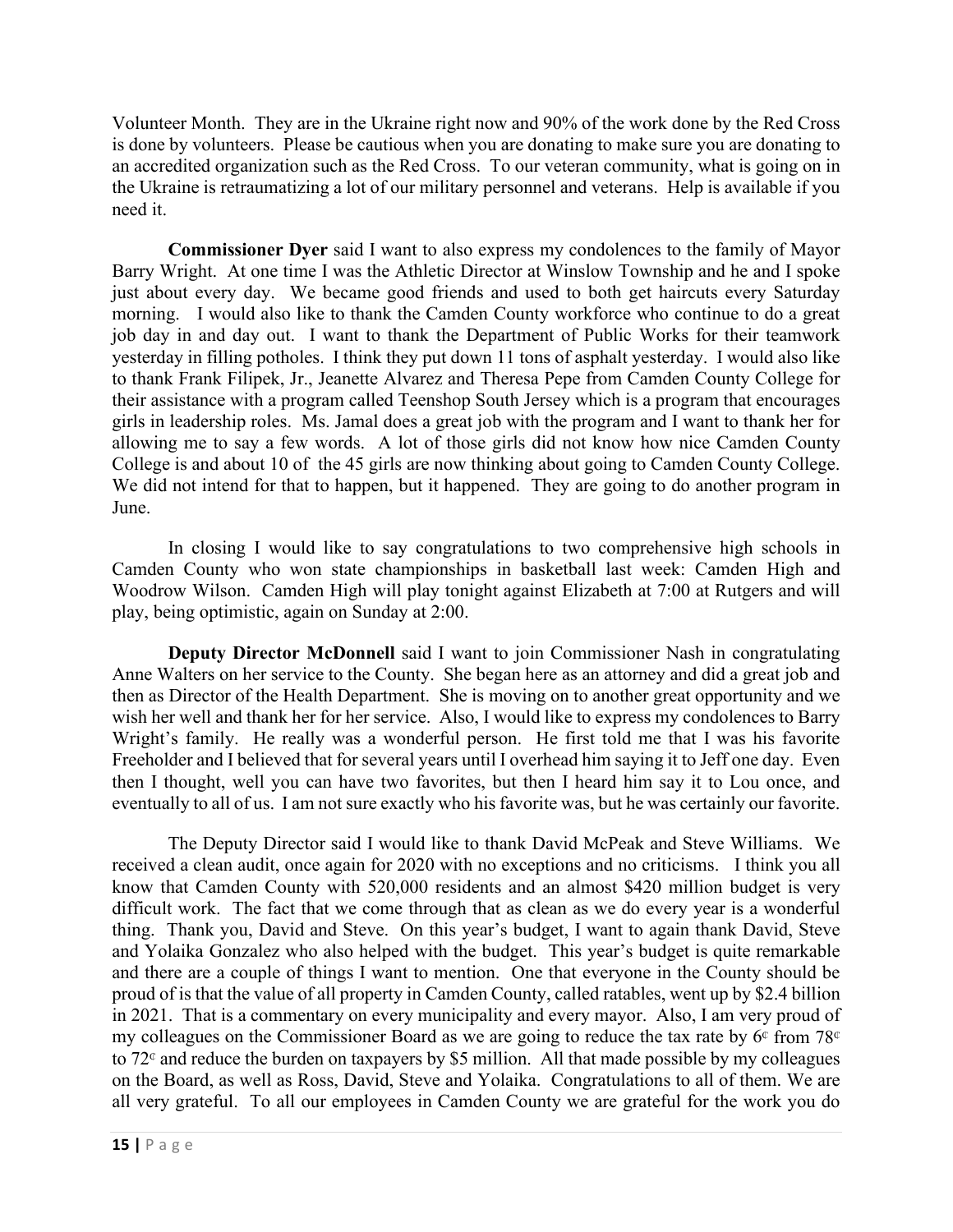Volunteer Month. They are in the Ukraine right now and 90% of the work done by the Red Cross is done by volunteers. Please be cautious when you are donating to make sure you are donating to an accredited organization such as the Red Cross. To our veteran community, what is going on in the Ukraine is retraumatizing a lot of our military personnel and veterans. Help is available if you need it.

**Commissioner Dyer** said I want to also express my condolences to the family of Mayor Barry Wright. At one time I was the Athletic Director at Winslow Township and he and I spoke just about every day. We became good friends and used to both get haircuts every Saturday morning. I would also like to thank the Camden County workforce who continue to do a great job day in and day out. I want to thank the Department of Public Works for their teamwork yesterday in filling potholes. I think they put down 11 tons of asphalt yesterday. I would also like to thank Frank Filipek, Jr., Jeanette Alvarez and Theresa Pepe from Camden County College for their assistance with a program called Teenshop South Jersey which is a program that encourages girls in leadership roles. Ms. Jamal does a great job with the program and I want to thank her for allowing me to say a few words. A lot of those girls did not know how nice Camden County College is and about 10 of the 45 girls are now thinking about going to Camden County College. We did not intend for that to happen, but it happened. They are going to do another program in June.

In closing I would like to say congratulations to two comprehensive high schools in Camden County who won state championships in basketball last week: Camden High and Woodrow Wilson. Camden High will play tonight against Elizabeth at 7:00 at Rutgers and will play, being optimistic, again on Sunday at 2:00.

**Deputy Director McDonnell** said I want to join Commissioner Nash in congratulating Anne Walters on her service to the County. She began here as an attorney and did a great job and then as Director of the Health Department. She is moving on to another great opportunity and we wish her well and thank her for her service. Also, I would like to express my condolences to Barry Wright's family. He really was a wonderful person. He first told me that I was his favorite Freeholder and I believed that for several years until I overhead him saying it to Jeff one day. Even then I thought, well you can have two favorites, but then I heard him say it to Lou once, and eventually to all of us. I am not sure exactly who his favorite was, but he was certainly our favorite.

The Deputy Director said I would like to thank David McPeak and Steve Williams. We received a clean audit, once again for 2020 with no exceptions and no criticisms. I think you all know that Camden County with 520,000 residents and an almost $420 million budget is very difficult work. The fact that we come through that as clean as we do every year is a wonderful thing. Thank you, David and Steve. On this year's budget, I want to again thank David, Steve and Yolaika Gonzalez who also helped with the budget. This year's budget is quite remarkable and there are a couple of things I want to mention. One that everyone in the County should be proud of is that the value of all property in Camden County, called ratables, went up by $2.4 billion in 2021. That is a commentary on every municipality and every mayor. Also, I am very proud of my colleagues on the Commissioner Board as we are going to reduce the tax rate by 6¢ from 78¢ to 72¢ and reduce the burden on taxpayers by $5 million. All that made possible by my colleagues on the Board, as well as Ross, David, Steve and Yolaika. Congratulations to all of them. We are all very grateful. To all our employees in Camden County we are grateful for the work you do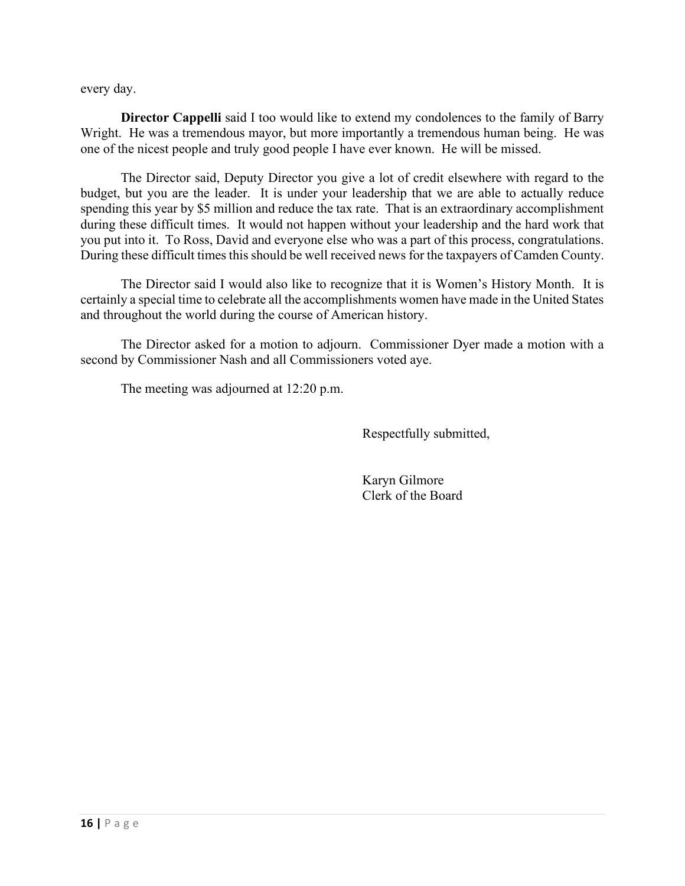every day.

**Director Cappelli** said I too would like to extend my condolences to the family of Barry Wright. He was a tremendous mayor, but more importantly a tremendous human being. He was one of the nicest people and truly good people I have ever known. He will be missed.

The Director said, Deputy Director you give a lot of credit elsewhere with regard to the budget, but you are the leader. It is under your leadership that we are able to actually reduce spending this year by $5 million and reduce the tax rate. That is an extraordinary accomplishment during these difficult times. It would not happen without your leadership and the hard work that you put into it. To Ross, David and everyone else who was a part of this process, congratulations. During these difficult times this should be well received news for the taxpayers of Camden County.

The Director said I would also like to recognize that it is Women's History Month. It is certainly a special time to celebrate all the accomplishments women have made in the United States and throughout the world during the course of American history.

The Director asked for a motion to adjourn. Commissioner Dyer made a motion with a second by Commissioner Nash and all Commissioners voted aye.

The meeting was adjourned at 12:20 p.m.

Respectfully submitted,

Karyn Gilmore
Clerk of the Board